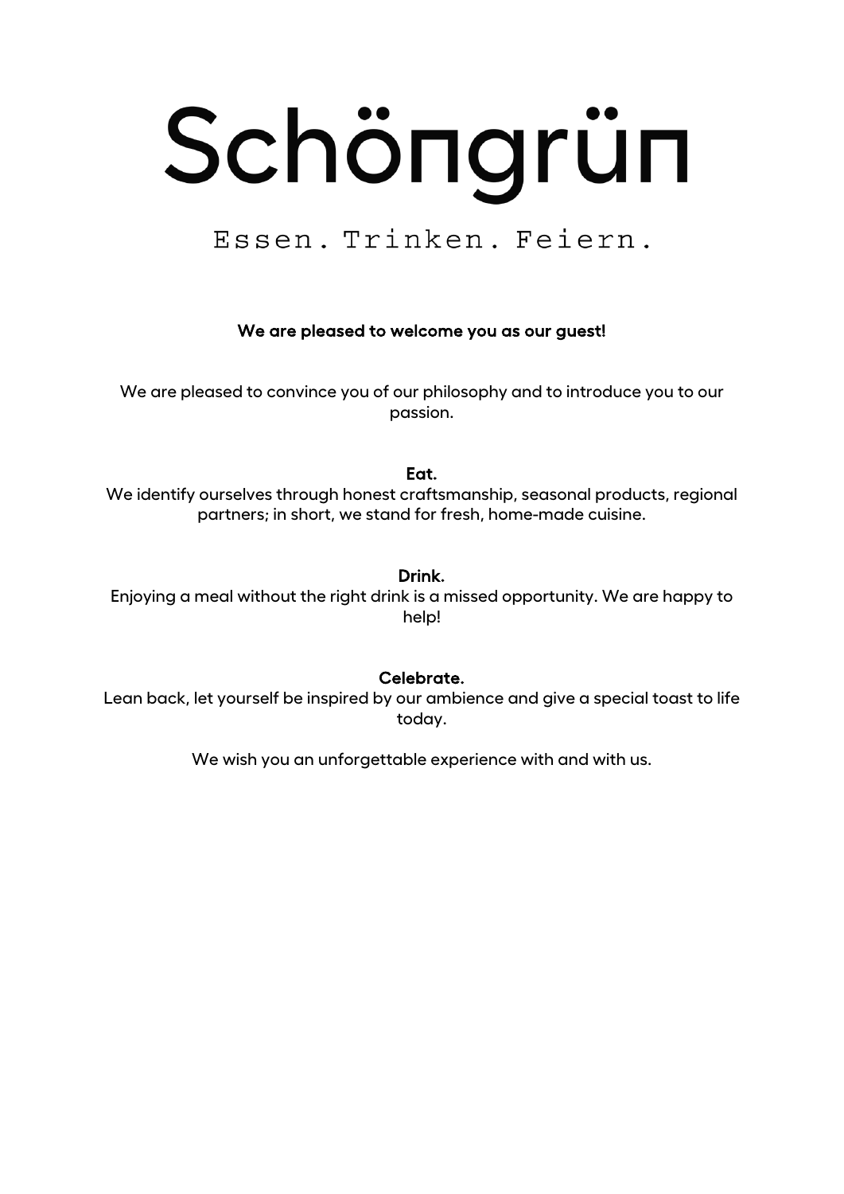# Schöngrün

Essen. Trinken. Feiern.

**We are pleased to welcome you as our guest!**

We are pleased to convince you of our philosophy and to introduce you to our passion.

**Eat.**

We identify ourselves through honest craftsmanship, seasonal products, regional partners; in short, we stand for fresh, home-made cuisine.

**Drink.**

Enjoying a meal without the right drink is a missed opportunity. We are happy to help!

**Celebrate.**

Lean back, let yourself be inspired by our ambience and give a special toast to life today.

We wish you an unforgettable experience with and with us.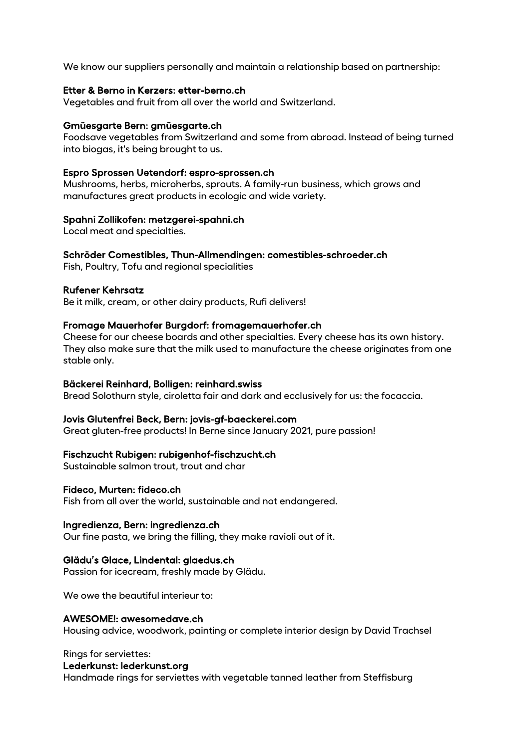We know our suppliers personally and maintain a relationship based on partnership:

**Etter & Berno in Kerzers: etter-berno.ch**
Vegetables and fruit from all over the world and Switzerland.

**Gmüesgarte Bern: gmüesgarte.ch**
Foodsave vegetables from Switzerland and some from abroad. Instead of being turned into biogas, it's being brought to us.

**Espro Sprossen Uetendorf: espro-sprossen.ch**
Mushrooms, herbs, microherbs, sprouts. A family-run business, which grows and manufactures great products in ecologic and wide variety.

**Spahni Zollikofen: metzgerei-spahni.ch**
Local meat and specialties.

**Schröder Comestibles, Thun-Allmendingen: comestibles-schroeder.ch**
Fish, Poultry, Tofu and regional specialities

**Rufener Kehrsatz**
Be it milk, cream, or other dairy products, Rufi delivers!

**Fromage Mauerhofer Burgdorf: fromagemauerhofer.ch**
Cheese for our cheese boards and other specialties. Every cheese has its own history. They also make sure that the milk used to manufacture the cheese originates from one stable only.

**Bäckerei Reinhard, Bolligen: reinhard.swiss**
Bread Solothurn style, ciroletta fair and dark and ecclusively for us: the focaccia.

**Jovis Glutenfrei Beck, Bern: jovis-gf-baeckerei.com**
Great gluten-free products! In Berne since January 2021, pure passion!

**Fischzucht Rubigen: rubigenhof-fischzucht.ch**
Sustainable salmon trout, trout and char

**Fideco, Murten: fideco.ch**
Fish from all over the world, sustainable and not endangered.

**Ingredienza, Bern: ingredienza.ch**
Our fine pasta, we bring the filling, they make ravioli out of it.

**Glädu's Glace, Lindental: glaedus.ch**
Passion for icecream, freshly made by Glädu.

We owe the beautiful interieur to:

**AWESOME!: awesomedave.ch**
Housing advice, woodwork, painting or complete interior design by David Trachsel

Rings for serviettes:
**Lederkunst: lederkunst.org**
Handmade rings for serviettes with vegetable tanned leather from Steffisburg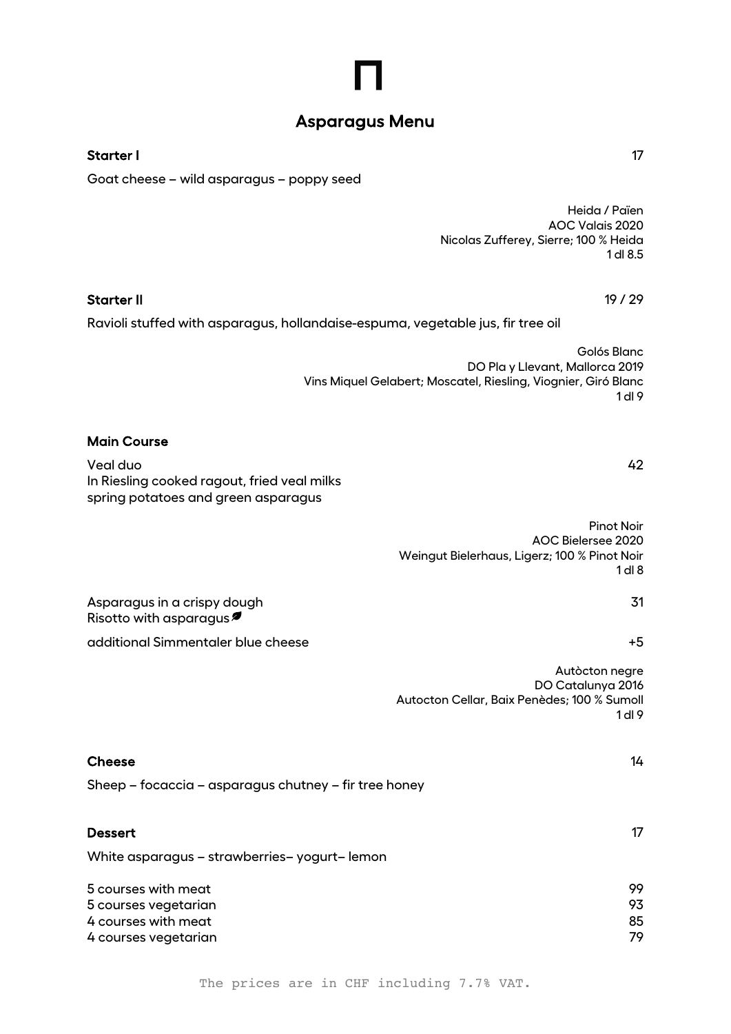# Asparagus Menu

**Starter I** 17

Goat cheese – wild asparagus – poppy seed

Heida / Païen
AOC Valais 2020
Nicolas Zufferey, Sierre; 100 % Heida
1 dl 8.5

**Starter II** 19 / 29

Ravioli stuffed with asparagus, hollandaise-espuma, vegetable jus, fir tree oil

Golós Blanc
DO Pla y Llevant, Mallorca 2019
Vins Miquel Gelabert; Moscatel, Riesling, Viognier, Giró Blanc
1 dl 9

**Main Course**

Veal duo 42
In Riesling cooked ragout, fried veal milks
spring potatoes and green asparagus

Pinot Noir
AOC Bielersee 2020
Weingut Bielerhaus, Ligerz; 100 % Pinot Noir
1 dl 8

Asparagus in a crispy dough 31
Risotto with asparagus

additional Simmentaler blue cheese +5

Autòcton negre
DO Catalunya 2016
Autocton Cellar, Baix Penèdes; 100 % Sumoll
1 dl 9

**Cheese** 14

Sheep – focaccia – asparagus chutney – fir tree honey

**Dessert** 17

White asparagus – strawberries– yogurt– lemon

| | |
|---|---|
| 5 courses with meat | 99 |
| 5 courses vegetarian | 93 |
| 4 courses with meat | 85 |
| 4 courses vegetarian | 79 |

The prices are in CHF including 7.7% VAT.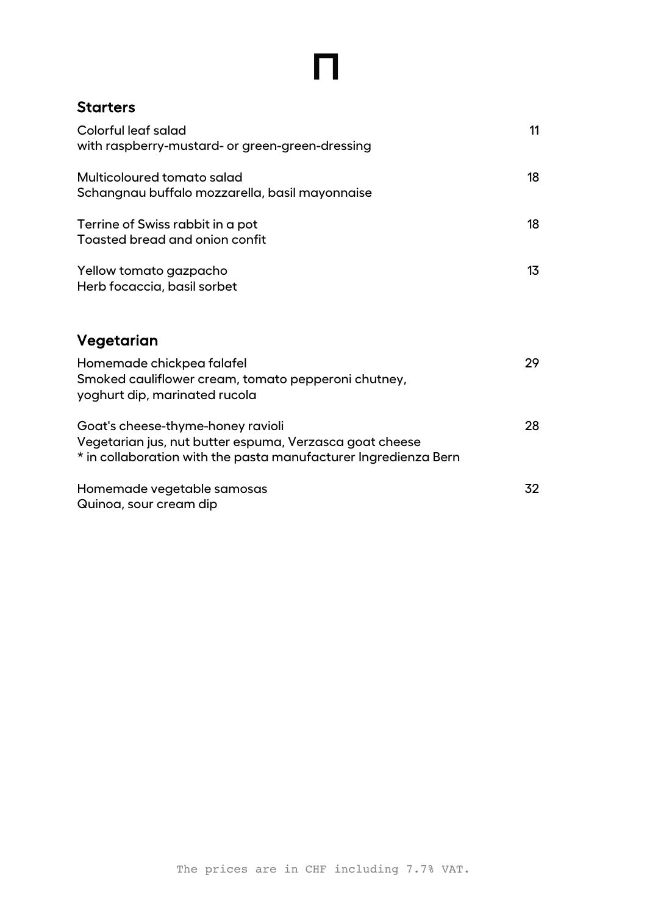## Starters

Colorful leaf salad — 11
with raspberry-mustard- or green-green-dressing

Multicoloured tomato salad — 18
Schangnau buffalo mozzarella, basil mayonnaise

Terrine of Swiss rabbit in a pot — 18
Toasted bread and onion confit

Yellow tomato gazpacho — 13
Herb focaccia, basil sorbet

## Vegetarian

Homemade chickpea falafel — 29
Smoked cauliflower cream, tomato pepperoni chutney,
yoghurt dip, marinated rucola

Goat's cheese-thyme-honey ravioli — 28
Vegetarian jus, nut butter espuma, Verzasca goat cheese
* in collaboration with the pasta manufacturer Ingredienza Bern

Homemade vegetable samosas — 32
Quinoa, sour cream dip

The prices are in CHF including 7.7% VAT.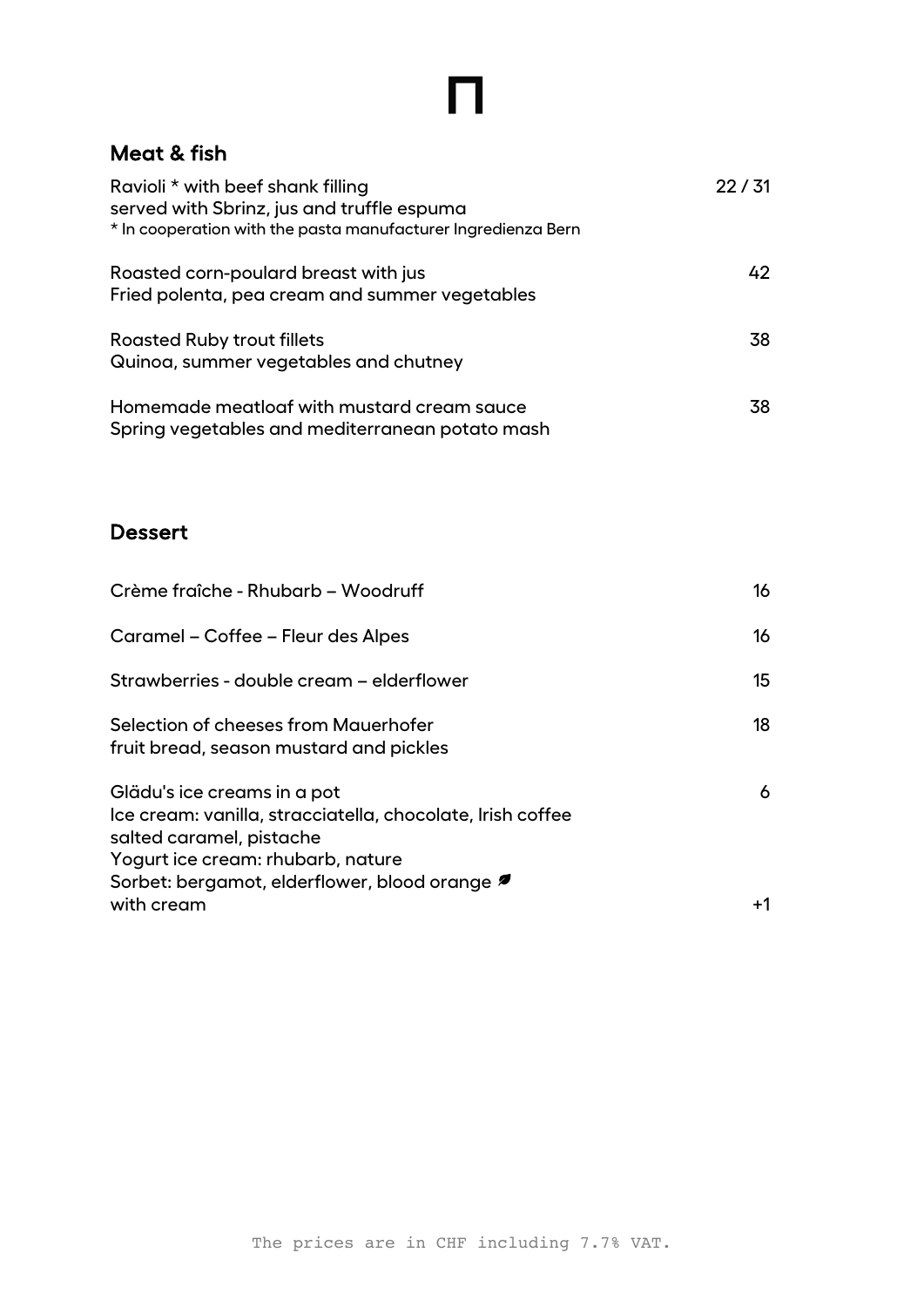Π

## Meat & fish

| | |
|---|---|
| Ravioli * with beef shank filling<br>served with Sbrinz, jus and truffle espuma<br>* In cooperation with the pasta manufacturer Ingredienza Bern | 22 / 31 |
| Roasted corn-poulard breast with jus<br>Fried polenta, pea cream and summer vegetables | 42 |
| Roasted Ruby trout fillets<br>Quinoa, summer vegetables and chutney | 38 |
| Homemade meatloaf with mustard cream sauce<br>Spring vegetables and mediterranean potato mash | 38 |

## Dessert

| | |
|---|---|
| Crème fraîche - Rhubarb – Woodruff | 16 |
| Caramel – Coffee – Fleur des Alpes | 16 |
| Strawberries - double cream – elderflower | 15 |
| Selection of cheeses from Mauerhofer<br>fruit bread, season mustard and pickles | 18 |
| Glädu's ice creams in a pot<br>Ice cream: vanilla, stracciatella, chocolate, Irish coffee<br>salted caramel, pistache<br>Yogurt ice cream: rhubarb, nature<br>Sorbet: bergamot, elderflower, blood orange | 6 |
| with cream | +1 |

The prices are in CHF including 7.7% VAT.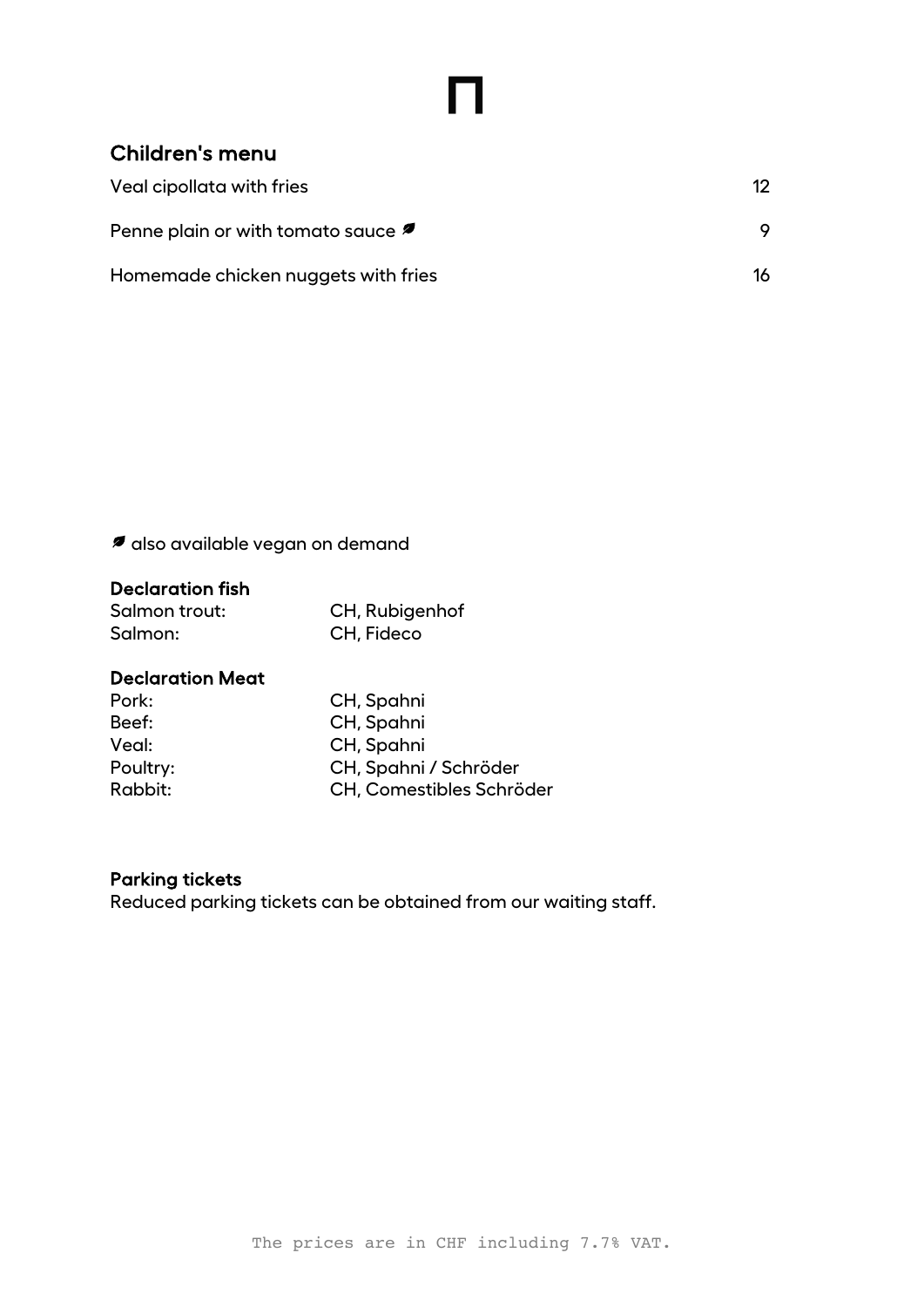## Children's menu

| | |
|---|---|
| Veal cipollata with fries | 12 |
| Penne plain or with tomato sauce 🌿 | 9 |
| Homemade chicken nuggets with fries | 16 |

🌿 also available vegan on demand

**Declaration fish**

| | |
|---|---|
| Salmon trout: | CH, Rubigenhof |
| Salmon: | CH, Fideco |

**Declaration Meat**

| | |
|---|---|
| Pork: | CH, Spahni |
| Beef: | CH, Spahni |
| Veal: | CH, Spahni |
| Poultry: | CH, Spahni / Schröder |
| Rabbit: | CH, Comestibles Schröder |

**Parking tickets**

Reduced parking tickets can be obtained from our waiting staff.

The prices are in CHF including 7.7% VAT.